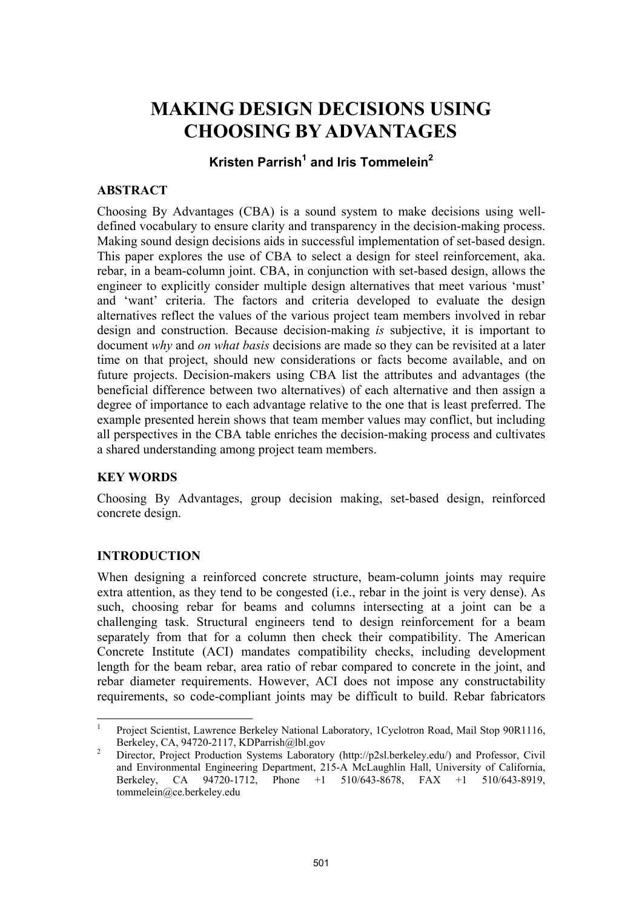# MAKING DESIGN DECISIONS USING CHOOSING BY ADVANTAGES

**Kristen Parrish[1] and Iris Tommelein[2]**

## ABSTRACT

Choosing By Advantages (CBA) is a sound system to make decisions using well-defined vocabulary to ensure clarity and transparency in the decision-making process. Making sound design decisions aids in successful implementation of set-based design. This paper explores the use of CBA to select a design for steel reinforcement, aka. rebar, in a beam-column joint. CBA, in conjunction with set-based design, allows the engineer to explicitly consider multiple design alternatives that meet various 'must' and 'want' criteria. The factors and criteria developed to evaluate the design alternatives reflect the values of the various project team members involved in rebar design and construction. Because decision-making *is* subjective, it is important to document *why* and *on what basis* decisions are made so they can be revisited at a later time on that project, should new considerations or facts become available, and on future projects. Decision-makers using CBA list the attributes and advantages (the beneficial difference between two alternatives) of each alternative and then assign a degree of importance to each advantage relative to the one that is least preferred. The example presented herein shows that team member values may conflict, but including all perspectives in the CBA table enriches the decision-making process and cultivates a shared understanding among project team members.

## KEY WORDS

Choosing By Advantages, group decision making, set-based design, reinforced concrete design.

## INTRODUCTION

When designing a reinforced concrete structure, beam-column joints may require extra attention, as they tend to be congested (i.e., rebar in the joint is very dense). As such, choosing rebar for beams and columns intersecting at a joint can be a challenging task. Structural engineers tend to design reinforcement for a beam separately from that for a column then check their compatibility. The American Concrete Institute (ACI) mandates compatibility checks, including development length for the beam rebar, area ratio of rebar compared to concrete in the joint, and rebar diameter requirements. However, ACI does not impose any constructability requirements, so code-compliant joints may be difficult to build. Rebar fabricators

---

[1] Project Scientist, Lawrence Berkeley National Laboratory, 1Cyclotron Road, Mail Stop 90R1116, Berkeley, CA, 94720-2117, KDParrish@lbl.gov

[2] Director, Project Production Systems Laboratory (http://p2sl.berkeley.edu/) and Professor, Civil and Environmental Engineering Department, 215-A McLaughlin Hall, University of California, Berkeley, CA 94720-1712, Phone +1 510/643-8678, FAX +1 510/643-8919, tommelein@ce.berkeley.edu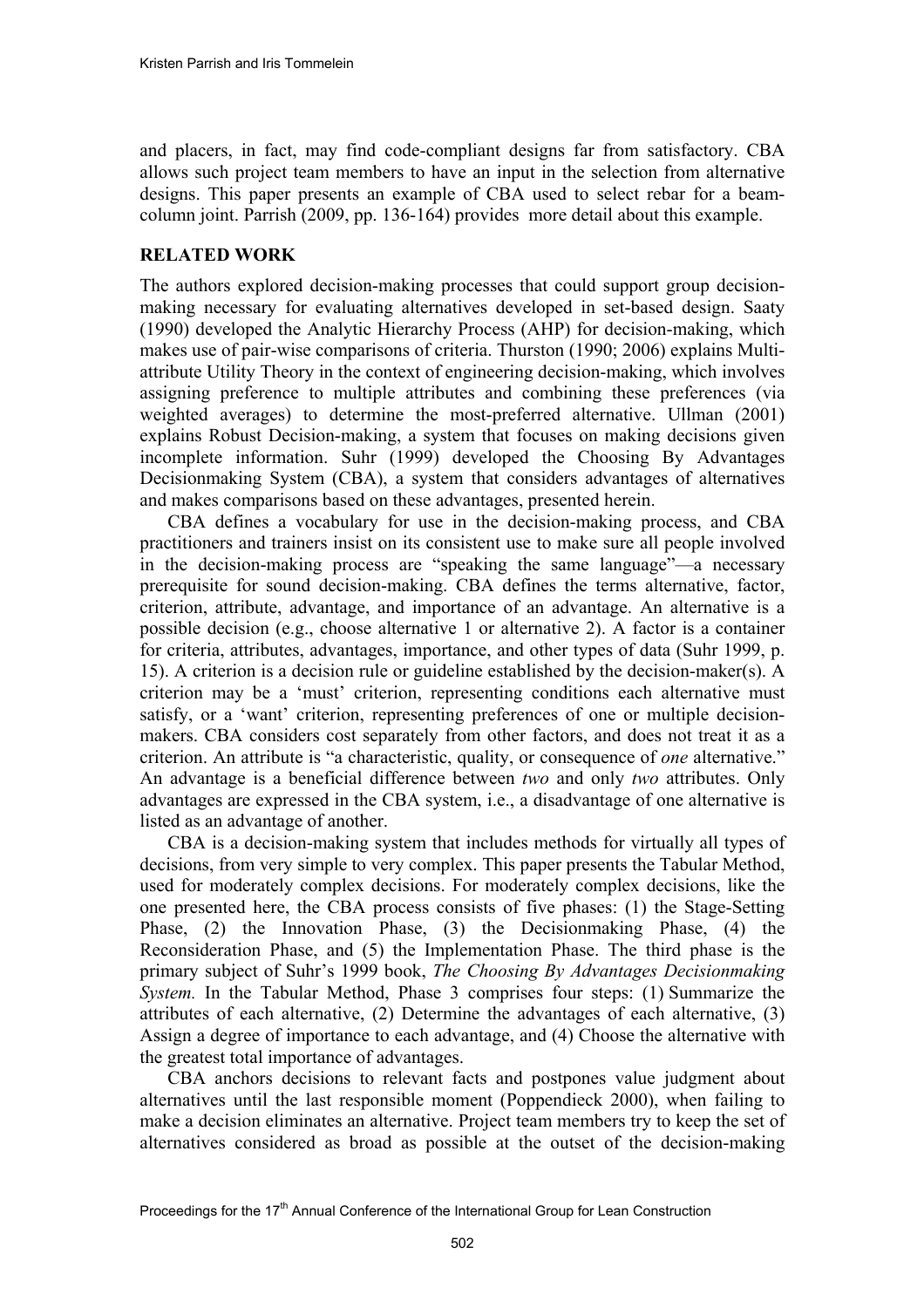and placers, in fact, may find code-compliant designs far from satisfactory. CBA allows such project team members to have an input in the selection from alternative designs. This paper presents an example of CBA used to select rebar for a beam-column joint. Parrish (2009, pp. 136-164) provides more detail about this example.

## RELATED WORK

The authors explored decision-making processes that could support group decision-making necessary for evaluating alternatives developed in set-based design. Saaty (1990) developed the Analytic Hierarchy Process (AHP) for decision-making, which makes use of pair-wise comparisons of criteria. Thurston (1990; 2006) explains Multi-attribute Utility Theory in the context of engineering decision-making, which involves assigning preference to multiple attributes and combining these preferences (via weighted averages) to determine the most-preferred alternative. Ullman (2001) explains Robust Decision-making, a system that focuses on making decisions given incomplete information. Suhr (1999) developed the Choosing By Advantages Decisionmaking System (CBA), a system that considers advantages of alternatives and makes comparisons based on these advantages, presented herein.

CBA defines a vocabulary for use in the decision-making process, and CBA practitioners and trainers insist on its consistent use to make sure all people involved in the decision-making process are "speaking the same language"—a necessary prerequisite for sound decision-making. CBA defines the terms alternative, factor, criterion, attribute, advantage, and importance of an advantage. An alternative is a possible decision (e.g., choose alternative 1 or alternative 2). A factor is a container for criteria, attributes, advantages, importance, and other types of data (Suhr 1999, p. 15). A criterion is a decision rule or guideline established by the decision-maker(s). A criterion may be a 'must' criterion, representing conditions each alternative must satisfy, or a 'want' criterion, representing preferences of one or multiple decision-makers. CBA considers cost separately from other factors, and does not treat it as a criterion. An attribute is "a characteristic, quality, or consequence of *one* alternative." An advantage is a beneficial difference between *two* and only *two* attributes. Only advantages are expressed in the CBA system, i.e., a disadvantage of one alternative is listed as an advantage of another.

CBA is a decision-making system that includes methods for virtually all types of decisions, from very simple to very complex. This paper presents the Tabular Method, used for moderately complex decisions. For moderately complex decisions, like the one presented here, the CBA process consists of five phases: (1) the Stage-Setting Phase, (2) the Innovation Phase, (3) the Decisionmaking Phase, (4) the Reconsideration Phase, and (5) the Implementation Phase. The third phase is the primary subject of Suhr's 1999 book, *The Choosing By Advantages Decisionmaking System.* In the Tabular Method, Phase 3 comprises four steps: (1) Summarize the attributes of each alternative, (2) Determine the advantages of each alternative, (3) Assign a degree of importance to each advantage, and (4) Choose the alternative with the greatest total importance of advantages.

CBA anchors decisions to relevant facts and postpones value judgment about alternatives until the last responsible moment (Poppendieck 2000), when failing to make a decision eliminates an alternative. Project team members try to keep the set of alternatives considered as broad as possible at the outset of the decision-making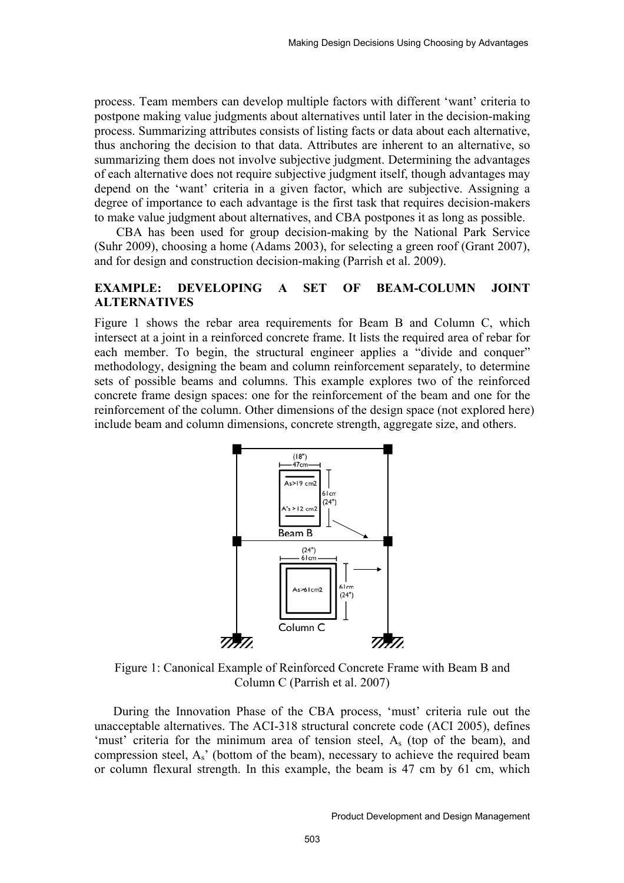process. Team members can develop multiple factors with different 'want' criteria to postpone making value judgments about alternatives until later in the decision-making process. Summarizing attributes consists of listing facts or data about each alternative, thus anchoring the decision to that data. Attributes are inherent to an alternative, so summarizing them does not involve subjective judgment. Determining the advantages of each alternative does not require subjective judgment itself, though advantages may depend on the 'want' criteria in a given factor, which are subjective. Assigning a degree of importance to each advantage is the first task that requires decision-makers to make value judgment about alternatives, and CBA postpones it as long as possible.

CBA has been used for group decision-making by the National Park Service (Suhr 2009), choosing a home (Adams 2003), for selecting a green roof (Grant 2007), and for design and construction decision-making (Parrish et al. 2009).

## EXAMPLE: DEVELOPING A SET OF BEAM-COLUMN JOINT ALTERNATIVES

Figure 1 shows the rebar area requirements for Beam B and Column C, which intersect at a joint in a reinforced concrete frame. It lists the required area of rebar for each member. To begin, the structural engineer applies a "divide and conquer" methodology, designing the beam and column reinforcement separately, to determine sets of possible beams and columns. This example explores two of the reinforced concrete frame design spaces: one for the reinforcement of the beam and one for the reinforcement of the column. Other dimensions of the design space (not explored here) include beam and column dimensions, concrete strength, aggregate size, and others.

Figure 1: Canonical Example of Reinforced Concrete Frame with Beam B and Column C (Parrish et al. 2007)

During the Innovation Phase of the CBA process, 'must' criteria rule out the unacceptable alternatives. The ACI-318 structural concrete code (ACI 2005), defines 'must' criteria for the minimum area of tension steel, $A_s$ (top of the beam), and compression steel, $A_s'$ (bottom of the beam), necessary to achieve the required beam or column flexural strength. In this example, the beam is 47 cm by 61 cm, which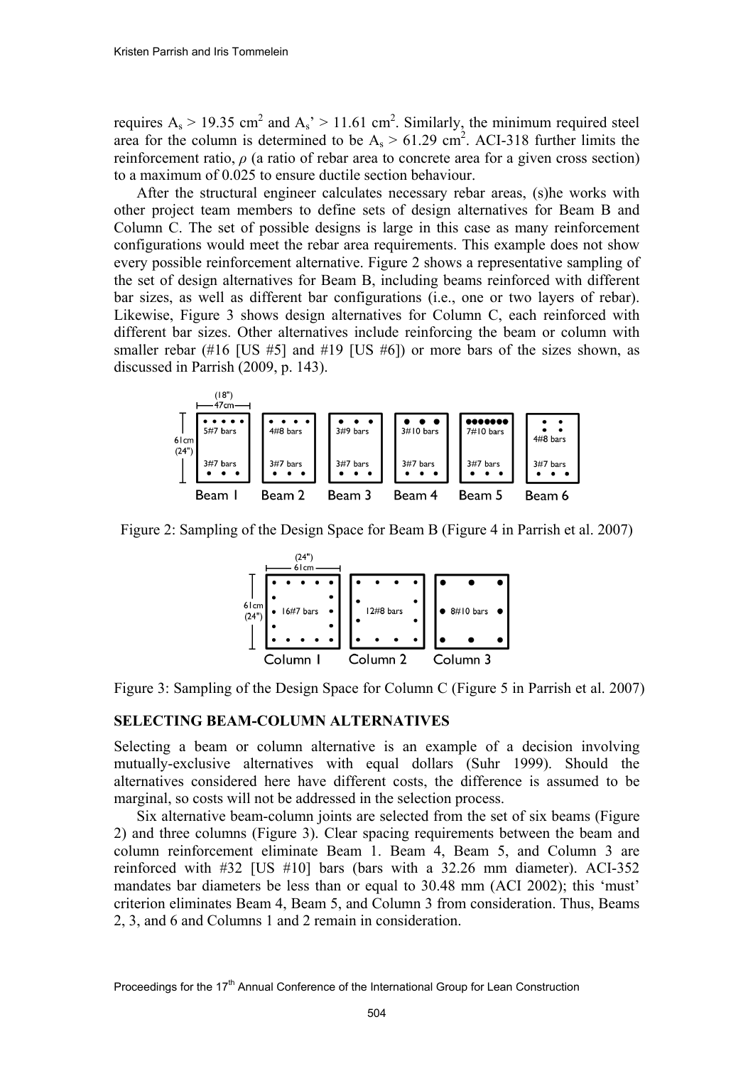requires $A_s > 19.35$ cm$^2$ and $A_s' > 11.61$ cm$^2$. Similarly, the minimum required steel area for the column is determined to be $A_s > 61.29$ cm$^2$. ACI-318 further limits the reinforcement ratio, $\rho$ (a ratio of rebar area to concrete area for a given cross section) to a maximum of 0.025 to ensure ductile section behaviour.

After the structural engineer calculates necessary rebar areas, (s)he works with other project team members to define sets of design alternatives for Beam B and Column C. The set of possible designs is large in this case as many reinforcement configurations would meet the rebar area requirements. This example does not show every possible reinforcement alternative. Figure 2 shows a representative sampling of the set of design alternatives for Beam B, including beams reinforced with different bar sizes, as well as different bar configurations (i.e., one or two layers of rebar). Likewise, Figure 3 shows design alternatives for Column C, each reinforced with different bar sizes. Other alternatives include reinforcing the beam or column with smaller rebar (#16 [US #5] and #19 [US #6]) or more bars of the sizes shown, as discussed in Parrish (2009, p. 143).

Figure 2: Sampling of the Design Space for Beam B (Figure 4 in Parrish et al. 2007)

Figure 3: Sampling of the Design Space for Column C (Figure 5 in Parrish et al. 2007)

## SELECTING BEAM-COLUMN ALTERNATIVES

Selecting a beam or column alternative is an example of a decision involving mutually-exclusive alternatives with equal dollars (Suhr 1999). Should the alternatives considered here have different costs, the difference is assumed to be marginal, so costs will not be addressed in the selection process.

Six alternative beam-column joints are selected from the set of six beams (Figure 2) and three columns (Figure 3). Clear spacing requirements between the beam and column reinforcement eliminate Beam 1. Beam 4, Beam 5, and Column 3 are reinforced with #32 [US #10] bars (bars with a 32.26 mm diameter). ACI-352 mandates bar diameters be less than or equal to 30.48 mm (ACI 2002); this 'must' criterion eliminates Beam 4, Beam 5, and Column 3 from consideration. Thus, Beams 2, 3, and 6 and Columns 1 and 2 remain in consideration.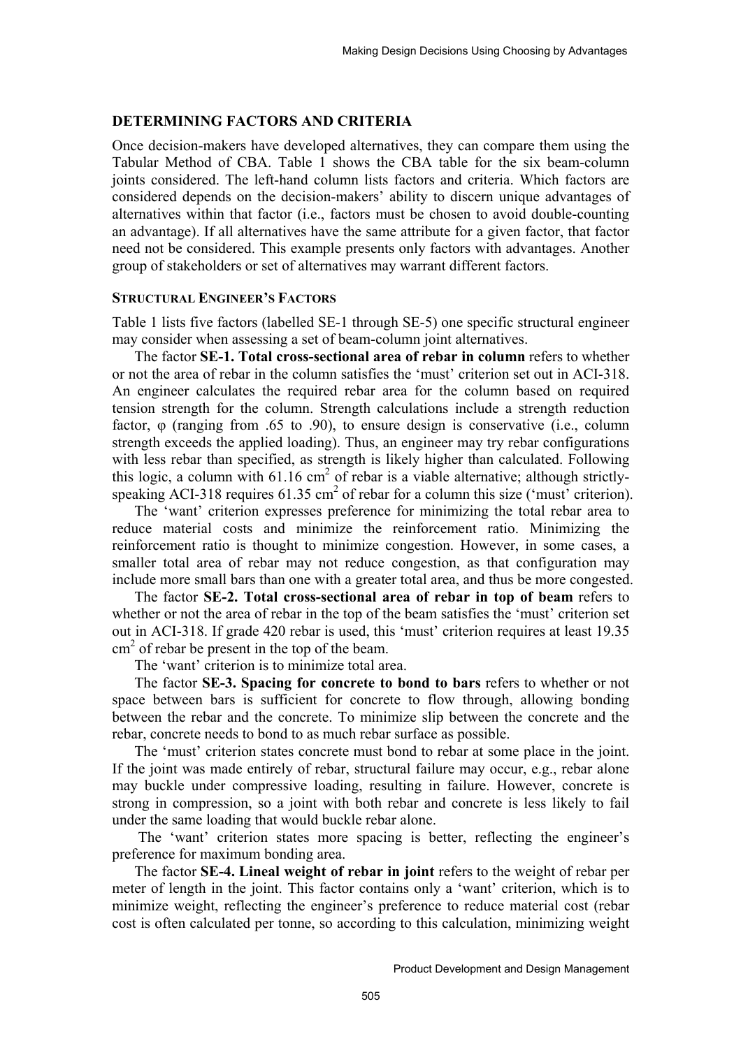## DETERMINING FACTORS AND CRITERIA

Once decision-makers have developed alternatives, they can compare them using the Tabular Method of CBA. Table 1 shows the CBA table for the six beam-column joints considered. The left-hand column lists factors and criteria. Which factors are considered depends on the decision-makers' ability to discern unique advantages of alternatives within that factor (i.e., factors must be chosen to avoid double-counting an advantage). If all alternatives have the same attribute for a given factor, that factor need not be considered. This example presents only factors with advantages. Another group of stakeholders or set of alternatives may warrant different factors.

### STRUCTURAL ENGINEER'S FACTORS

Table 1 lists five factors (labelled SE-1 through SE-5) one specific structural engineer may consider when assessing a set of beam-column joint alternatives.

The factor **SE-1. Total cross-sectional area of rebar in column** refers to whether or not the area of rebar in the column satisfies the 'must' criterion set out in ACI-318. An engineer calculates the required rebar area for the column based on required tension strength for the column. Strength calculations include a strength reduction factor, $\varphi$ (ranging from .65 to .90), to ensure design is conservative (i.e., column strength exceeds the applied loading). Thus, an engineer may try rebar configurations with less rebar than specified, as strength is likely higher than calculated. Following this logic, a column with 61.16 $cm^2$ of rebar is a viable alternative; although strictly-speaking ACI-318 requires 61.35 $cm^2$ of rebar for a column this size ('must' criterion).

The 'want' criterion expresses preference for minimizing the total rebar area to reduce material costs and minimize the reinforcement ratio. Minimizing the reinforcement ratio is thought to minimize congestion. However, in some cases, a smaller total area of rebar may not reduce congestion, as that configuration may include more small bars than one with a greater total area, and thus be more congested.

The factor **SE-2. Total cross-sectional area of rebar in top of beam** refers to whether or not the area of rebar in the top of the beam satisfies the 'must' criterion set out in ACI-318. If grade 420 rebar is used, this 'must' criterion requires at least 19.35 $cm^2$ of rebar be present in the top of the beam.

The 'want' criterion is to minimize total area.

The factor **SE-3. Spacing for concrete to bond to bars** refers to whether or not space between bars is sufficient for concrete to flow through, allowing bonding between the rebar and the concrete. To minimize slip between the concrete and the rebar, concrete needs to bond to as much rebar surface as possible.

The 'must' criterion states concrete must bond to rebar at some place in the joint. If the joint was made entirely of rebar, structural failure may occur, e.g., rebar alone may buckle under compressive loading, resulting in failure. However, concrete is strong in compression, so a joint with both rebar and concrete is less likely to fail under the same loading that would buckle rebar alone.

The 'want' criterion states more spacing is better, reflecting the engineer's preference for maximum bonding area.

The factor **SE-4. Lineal weight of rebar in joint** refers to the weight of rebar per meter of length in the joint. This factor contains only a 'want' criterion, which is to minimize weight, reflecting the engineer's preference to reduce material cost (rebar cost is often calculated per tonne, so according to this calculation, minimizing weight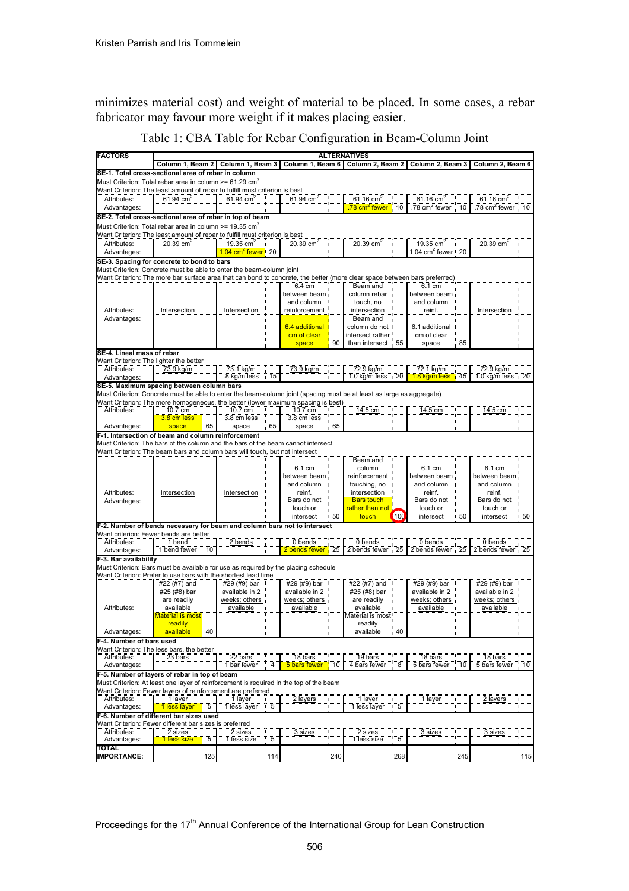minimizes material cost) and weight of material to be placed. In some cases, a rebar fabricator may favour more weight if it makes placing easier.

Table 1: CBA Table for Rebar Configuration in Beam-Column Joint

| FACTORS | ALTERNATIVES | | | | | | | | | | | |
|---|---|---|---|---|---|---|---|---|---|---|---|---|
| | Column 1, Beam 2 | | Column 1, Beam 3 | | Column 1, Beam 6 | | Column 2, Beam 2 | | Column 2, Beam 3 | | Column 2, Beam 6 | |
| **SE-1. Total cross-sectional area of rebar in column** | | | | | | | | | | | | |
| Must Criterion: Total rebar area in column >= 61.29 cm$^2$ | | | | | | | | | | | | |
| Want Criterion: The least amount of rebar to fulfill must criterion is best | | | | | | | | | | | | |
| Attributes: | 61.94 cm$^2$ | | 61.94 cm$^2$ | | 61.94 cm$^2$ | | 61.16 cm$^2$ | | 61.16 cm$^2$ | | 61.16 cm$^2$ | |
| Advantages: | | | | | | | .78 cm$^2$ fewer | 10 | .78 cm$^2$ fewer | 10 | .78 cm$^2$ fewer | 10 |
| **SE-2. Total cross-sectional area of rebar in top of beam** | | | | | | | | | | | | |
| Must Criterion: Total rebar area in column >= 19.35 cm$^2$ | | | | | | | | | | | | |
| Want Criterion: The least amount of rebar to fulfill must criterion is best | | | | | | | | | | | | |
| Attributes: | 20.39 cm$^2$ | | 19.35 cm$^2$ | | 20.39 cm$^2$ | | 20.39 cm$^2$ | | 19.35 cm$^2$ | | 20.39 cm$^2$ | |
| Advantages: | | | 1.04 cm$^2$ fewer | 20 | | | | | 1.04 cm$^2$ fewer | 20 | | |
| **SE-3. Spacing for concrete to bond to bars** | | | | | | | | | | | | |
| Must Criterion: Concrete must be able to enter the beam-column joint | | | | | | | | | | | | |
| Want Criterion: The more bar surface area that can bond to concrete, the better (more clear space between bars preferred) | | | | | | | | | | | | |
| Attributes: | Intersection | | Intersection | | 6.4 cm between beam and column reinforcement | | Beam and column rebar touch, no intersection | | 6.1 cm between beam and column reinf. | | Intersection | |
| Advantages: | | | | | 6.4 additional cm of clear space | 90 | Beam and column do not intersect rather than intersect | 55 | 6.1 additional cm of clear space | 85 | | |
| **SE-4. Lineal mass of rebar** | | | | | | | | | | | | |
| Want Criterion: The lighter the better | | | | | | | | | | | | |
| Attributes: | 73.9 kg/m | | 73.1 kg/m | | 73.9 kg/m | | 72.9 kg/m | | 72.1 kg/m | | 72.9 kg/m | |
| Advantages: | | | .8 kg/m less | 15 | | | 1.0 kg/m less | 20 | 1.8 kg/m less | 45 | 1.0 kg/m less | 20 |
| **SE-5. Maximum spacing between column bars** | | | | | | | | | | | | |
| Must Criterion: Concrete must be able to enter the beam-column joint (spacing must be at least as large as aggregate) | | | | | | | | | | | | |
| Want Criterion: The more homogeneous, the better (lower maximum spacing is best) | | | | | | | | | | | | |
| Attributes: | 10.7 cm | | 10.7 cm | | 10.7 cm | | 14.5 cm | | 14.5 cm | | 14.5 cm | |
| Advantages: | 3.8 cm less space | 65 | 3.8 cm less space | 65 | 3.8 cm less space | 65 | | | | | | |
| **F-1. Intersection of beam and column reinforcement** | | | | | | | | | | | | |
| Must Criterion: The bars of the column and the bars of the beam cannot intersect | | | | | | | | | | | | |
| Want Criterion: The beam bars and column bars will touch, but not intersect | | | | | | | | | | | | |
| Attributes: | Intersection | | Intersection | | 6.1 cm between beam and column reinf. | | Beam and column reinforcement touching, no intersection | | 6.1 cm between beam and column reinf. | | 6.1 cm between beam and column reinf. | |
| Advantages: | | | | | Bars do not touch or intersect | 50 | Bars touch rather than not touch | 100 | Bars do not touch or intersect | 50 | Bars do not touch or intersect | 50 |
| **F-2. Number of bends necessary for beam and column bars not to intersect** | | | | | | | | | | | | |
| Want criterion: Fewer bends are better | | | | | | | | | | | | |
| Attributes: | 1 bend | | 2 bends | | 0 bends | | 0 bends | | 0 bends | | 0 bends | |
| Advantages: | 1 bend fewer | 10 | | | 2 bends fewer | 25 | 2 bends fewer | 25 | 2 bends fewer | 25 | 2 bends fewer | 25 |
| **F-3. Bar availability** | | | | | | | | | | | | |
| Must Criterion: Bars must be available for use as required by the placing schedule | | | | | | | | | | | | |
| Want Criterion: Prefer to use bars with the shortest lead time | | | | | | | | | | | | |
| Attributes: | #22 (#7) and #25 (#8) bar are readily available | | #29 (#9) bar available in 2 weeks; others available | | #29 (#9) bar available in 2 weeks; others available | | #22 (#7) and #25 (#8) bar are readily available | | #29 (#9) bar available in 2 weeks; others available | | #29 (#9) bar available in 2 weeks; others available | |
| Advantages: | Material is most readily available | 40 | | | | | Material is most readily available | 40 | | | | |
| **F-4. Number of bars used** | | | | | | | | | | | | |
| Want Criterion: The less bars, the better | | | | | | | | | | | | |
| Attributes: | 23 bars | | 22 bars | | 18 bars | | 19 bars | | 18 bars | | 18 bars | |
| Advantages: | | | 1 bar fewer | 4 | 5 bars fewer | 10 | 4 bars fewer | 8 | 5 bars fewer | 10 | 5 bars fewer | 10 |
| **F-5. Number of layers of rebar in top of beam** | | | | | | | | | | | | |
| Must Criterion: At least one layer of reinforcement is required in the top of the beam | | | | | | | | | | | | |
| Want Criterion: Fewer layers of reinforcement are preferred | | | | | | | | | | | | |
| Attributes: | 1 layer | | 1 layer | | 2 layers | | 1 layer | | 1 layer | | 2 layers | |
| Advantages: | 1 less layer | 5 | 1 less layer | 5 | | | 1 less layer | 5 | | | | |
| **F-6. Number of different bar sizes used** | | | | | | | | | | | | |
| Want Criterion: Fewer different bar sizes is preferred | | | | | | | | | | | | |
| Attributes: | 2 sizes | | 2 sizes | | 3 sizes | | 2 sizes | | 3 sizes | | 3 sizes | |
| Advantages: | 1 less size | 5 | 1 less size | 5 | | | 1 less size | 5 | | | | |
| **TOTAL IMPORTANCE:** | | 125 | | 114 | | 240 | | 268 | | 245 | | 115 |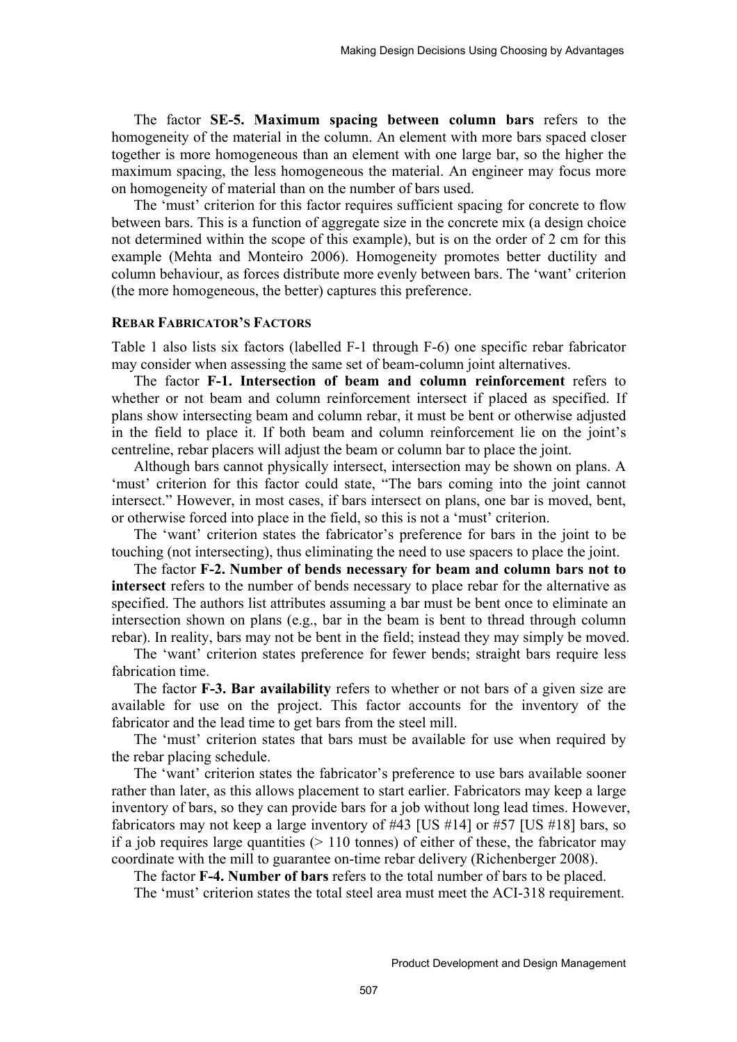The factor **SE-5. Maximum spacing between column bars** refers to the homogeneity of the material in the column. An element with more bars spaced closer together is more homogeneous than an element with one large bar, so the higher the maximum spacing, the less homogeneous the material. An engineer may focus more on homogeneity of material than on the number of bars used.

The 'must' criterion for this factor requires sufficient spacing for concrete to flow between bars. This is a function of aggregate size in the concrete mix (a design choice not determined within the scope of this example), but is on the order of 2 cm for this example (Mehta and Monteiro 2006). Homogeneity promotes better ductility and column behaviour, as forces distribute more evenly between bars. The 'want' criterion (the more homogeneous, the better) captures this preference.

### REBAR FABRICATOR'S FACTORS

Table 1 also lists six factors (labelled F-1 through F-6) one specific rebar fabricator may consider when assessing the same set of beam-column joint alternatives.

The factor **F-1. Intersection of beam and column reinforcement** refers to whether or not beam and column reinforcement intersect if placed as specified. If plans show intersecting beam and column rebar, it must be bent or otherwise adjusted in the field to place it. If both beam and column reinforcement lie on the joint's centreline, rebar placers will adjust the beam or column bar to place the joint.

Although bars cannot physically intersect, intersection may be shown on plans. A 'must' criterion for this factor could state, "The bars coming into the joint cannot intersect." However, in most cases, if bars intersect on plans, one bar is moved, bent, or otherwise forced into place in the field, so this is not a 'must' criterion.

The 'want' criterion states the fabricator's preference for bars in the joint to be touching (not intersecting), thus eliminating the need to use spacers to place the joint.

The factor **F-2. Number of bends necessary for beam and column bars not to intersect** refers to the number of bends necessary to place rebar for the alternative as specified. The authors list attributes assuming a bar must be bent once to eliminate an intersection shown on plans (e.g., bar in the beam is bent to thread through column rebar). In reality, bars may not be bent in the field; instead they may simply be moved.

The 'want' criterion states preference for fewer bends; straight bars require less fabrication time.

The factor **F-3. Bar availability** refers to whether or not bars of a given size are available for use on the project. This factor accounts for the inventory of the fabricator and the lead time to get bars from the steel mill.

The 'must' criterion states that bars must be available for use when required by the rebar placing schedule.

The 'want' criterion states the fabricator's preference to use bars available sooner rather than later, as this allows placement to start earlier. Fabricators may keep a large inventory of bars, so they can provide bars for a job without long lead times. However, fabricators may not keep a large inventory of #43 [US #14] or #57 [US #18] bars, so if a job requires large quantities (> 110 tonnes) of either of these, the fabricator may coordinate with the mill to guarantee on-time rebar delivery (Richenberger 2008).

The factor **F-4. Number of bars** refers to the total number of bars to be placed.

The 'must' criterion states the total steel area must meet the ACI-318 requirement.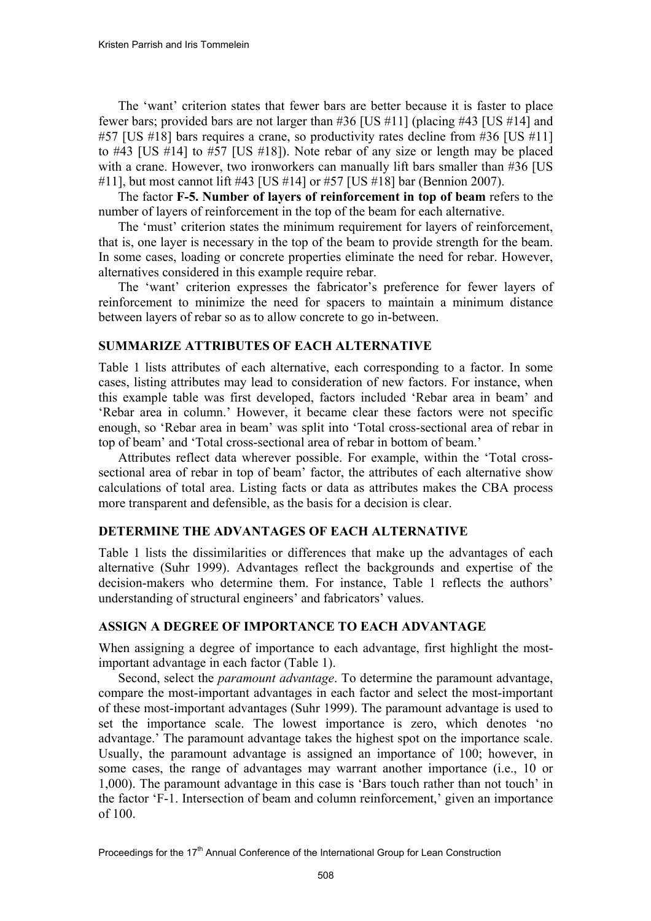The 'want' criterion states that fewer bars are better because it is faster to place fewer bars; provided bars are not larger than #36 [US #11] (placing #43 [US #14] and #57 [US #18] bars requires a crane, so productivity rates decline from #36 [US #11] to #43 [US #14] to #57 [US #18]). Note rebar of any size or length may be placed with a crane. However, two ironworkers can manually lift bars smaller than #36 [US #11], but most cannot lift #43 [US #14] or #57 [US #18] bar (Bennion 2007).

The factor **F-5. Number of layers of reinforcement in top of beam** refers to the number of layers of reinforcement in the top of the beam for each alternative.

The 'must' criterion states the minimum requirement for layers of reinforcement, that is, one layer is necessary in the top of the beam to provide strength for the beam. In some cases, loading or concrete properties eliminate the need for rebar. However, alternatives considered in this example require rebar.

The 'want' criterion expresses the fabricator's preference for fewer layers of reinforcement to minimize the need for spacers to maintain a minimum distance between layers of rebar so as to allow concrete to go in-between.

## SUMMARIZE ATTRIBUTES OF EACH ALTERNATIVE

Table 1 lists attributes of each alternative, each corresponding to a factor. In some cases, listing attributes may lead to consideration of new factors. For instance, when this example table was first developed, factors included 'Rebar area in beam' and 'Rebar area in column.' However, it became clear these factors were not specific enough, so 'Rebar area in beam' was split into 'Total cross-sectional area of rebar in top of beam' and 'Total cross-sectional area of rebar in bottom of beam.'

Attributes reflect data wherever possible. For example, within the 'Total cross-sectional area of rebar in top of beam' factor, the attributes of each alternative show calculations of total area. Listing facts or data as attributes makes the CBA process more transparent and defensible, as the basis for a decision is clear.

## DETERMINE THE ADVANTAGES OF EACH ALTERNATIVE

Table 1 lists the dissimilarities or differences that make up the advantages of each alternative (Suhr 1999). Advantages reflect the backgrounds and expertise of the decision-makers who determine them. For instance, Table 1 reflects the authors' understanding of structural engineers' and fabricators' values.

## ASSIGN A DEGREE OF IMPORTANCE TO EACH ADVANTAGE

When assigning a degree of importance to each advantage, first highlight the most-important advantage in each factor (Table 1).

Second, select the *paramount advantage*. To determine the paramount advantage, compare the most-important advantages in each factor and select the most-important of these most-important advantages (Suhr 1999). The paramount advantage is used to set the importance scale. The lowest importance is zero, which denotes 'no advantage.' The paramount advantage takes the highest spot on the importance scale. Usually, the paramount advantage is assigned an importance of 100; however, in some cases, the range of advantages may warrant another importance (i.e., 10 or 1,000). The paramount advantage in this case is 'Bars touch rather than not touch' in the factor 'F-1. Intersection of beam and column reinforcement,' given an importance of 100.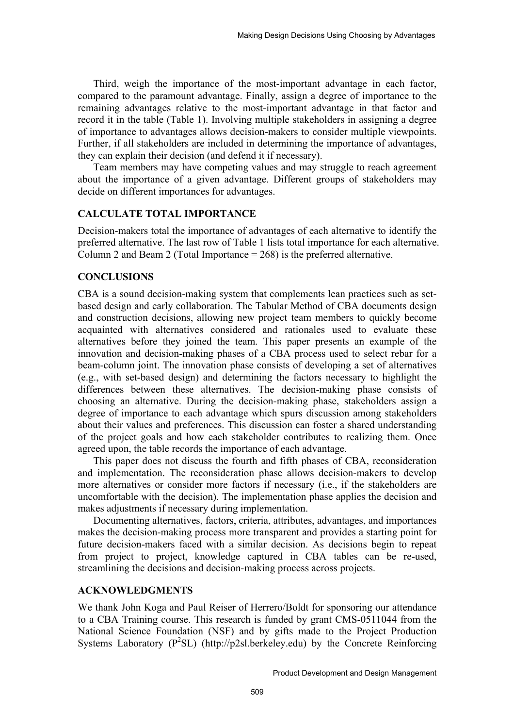Third, weigh the importance of the most-important advantage in each factor, compared to the paramount advantage. Finally, assign a degree of importance to the remaining advantages relative to the most-important advantage in that factor and record it in the table (Table 1). Involving multiple stakeholders in assigning a degree of importance to advantages allows decision-makers to consider multiple viewpoints. Further, if all stakeholders are included in determining the importance of advantages, they can explain their decision (and defend it if necessary).

Team members may have competing values and may struggle to reach agreement about the importance of a given advantage. Different groups of stakeholders may decide on different importances for advantages.

## CALCULATE TOTAL IMPORTANCE

Decision-makers total the importance of advantages of each alternative to identify the preferred alternative. The last row of Table 1 lists total importance for each alternative. Column 2 and Beam 2 (Total Importance = 268) is the preferred alternative.

## CONCLUSIONS

CBA is a sound decision-making system that complements lean practices such as set-based design and early collaboration. The Tabular Method of CBA documents design and construction decisions, allowing new project team members to quickly become acquainted with alternatives considered and rationales used to evaluate these alternatives before they joined the team. This paper presents an example of the innovation and decision-making phases of a CBA process used to select rebar for a beam-column joint. The innovation phase consists of developing a set of alternatives (e.g., with set-based design) and determining the factors necessary to highlight the differences between these alternatives. The decision-making phase consists of choosing an alternative. During the decision-making phase, stakeholders assign a degree of importance to each advantage which spurs discussion among stakeholders about their values and preferences. This discussion can foster a shared understanding of the project goals and how each stakeholder contributes to realizing them. Once agreed upon, the table records the importance of each advantage.

This paper does not discuss the fourth and fifth phases of CBA, reconsideration and implementation. The reconsideration phase allows decision-makers to develop more alternatives or consider more factors if necessary (i.e., if the stakeholders are uncomfortable with the decision). The implementation phase applies the decision and makes adjustments if necessary during implementation.

Documenting alternatives, factors, criteria, attributes, advantages, and importances makes the decision-making process more transparent and provides a starting point for future decision-makers faced with a similar decision. As decisions begin to repeat from project to project, knowledge captured in CBA tables can be re-used, streamlining the decisions and decision-making process across projects.

## ACKNOWLEDGMENTS

We thank John Koga and Paul Reiser of Herrero/Boldt for sponsoring our attendance to a CBA Training course. This research is funded by grant CMS-0511044 from the National Science Foundation (NSF) and by gifts made to the Project Production Systems Laboratory ($P^2SL$) (http://p2sl.berkeley.edu) by the Concrete Reinforcing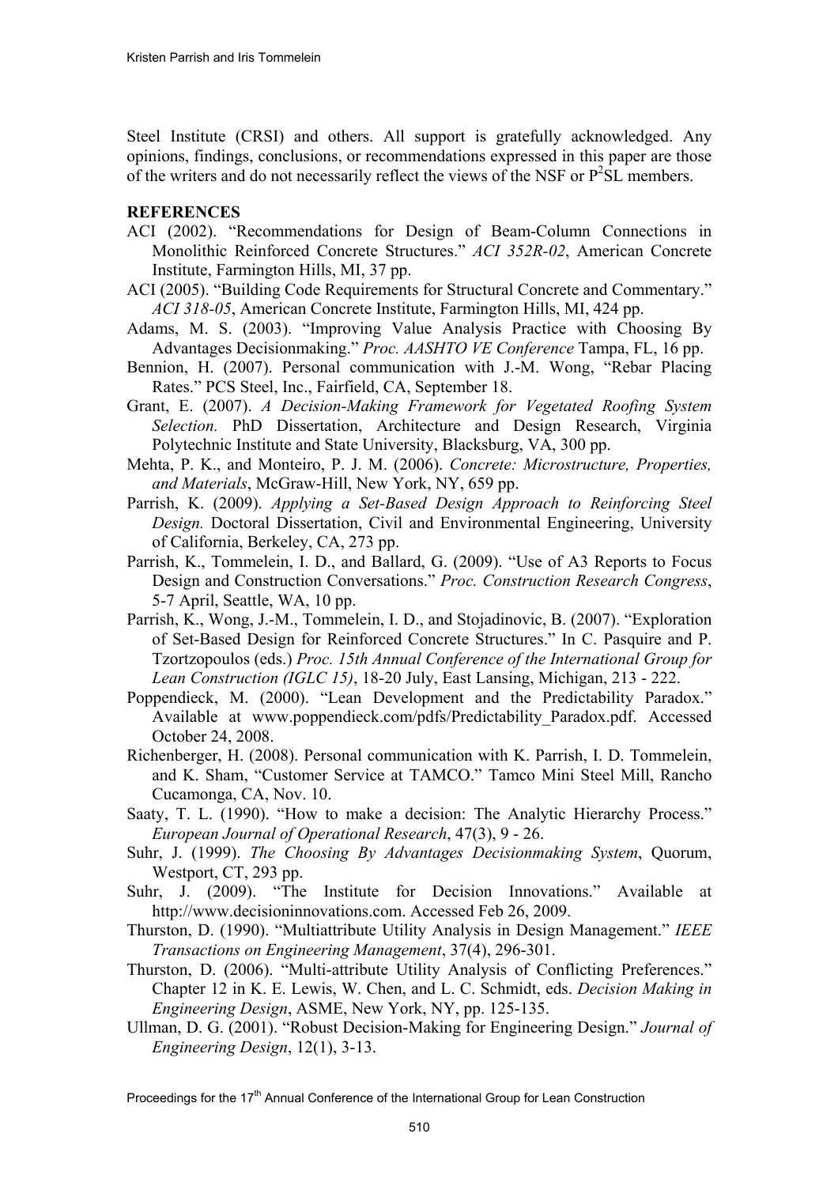Steel Institute (CRSI) and others. All support is gratefully acknowledged. Any opinions, findings, conclusions, or recommendations expressed in this paper are those of the writers and do not necessarily reflect the views of the NSF or P$^2$SL members.

## REFERENCES

ACI (2002). "Recommendations for Design of Beam-Column Connections in Monolithic Reinforced Concrete Structures." *ACI 352R-02*, American Concrete Institute, Farmington Hills, MI, 37 pp.

ACI (2005). "Building Code Requirements for Structural Concrete and Commentary." *ACI 318-05*, American Concrete Institute, Farmington Hills, MI, 424 pp.

Adams, M. S. (2003). "Improving Value Analysis Practice with Choosing By Advantages Decisionmaking." *Proc. AASHTO VE Conference* Tampa, FL, 16 pp.

Bennion, H. (2007). Personal communication with J.-M. Wong, "Rebar Placing Rates." PCS Steel, Inc., Fairfield, CA, September 18.

Grant, E. (2007). *A Decision-Making Framework for Vegetated Roofing System Selection.* PhD Dissertation, Architecture and Design Research, Virginia Polytechnic Institute and State University, Blacksburg, VA, 300 pp.

Mehta, P. K., and Monteiro, P. J. M. (2006). *Concrete: Microstructure, Properties, and Materials*, McGraw-Hill, New York, NY, 659 pp.

Parrish, K. (2009). *Applying a Set-Based Design Approach to Reinforcing Steel Design.* Doctoral Dissertation, Civil and Environmental Engineering, University of California, Berkeley, CA, 273 pp.

Parrish, K., Tommelein, I. D., and Ballard, G. (2009). "Use of A3 Reports to Focus Design and Construction Conversations." *Proc. Construction Research Congress*, 5-7 April, Seattle, WA, 10 pp.

Parrish, K., Wong, J.-M., Tommelein, I. D., and Stojadinovic, B. (2007). "Exploration of Set-Based Design for Reinforced Concrete Structures." In C. Pasquire and P. Tzortzopoulos (eds.) *Proc. 15th Annual Conference of the International Group for Lean Construction (IGLC 15)*, 18-20 July, East Lansing, Michigan, 213 - 222.

Poppendieck, M. (2000). "Lean Development and the Predictability Paradox." Available at www.poppendieck.com/pdfs/Predictability_Paradox.pdf. Accessed October 24, 2008.

Richenberger, H. (2008). Personal communication with K. Parrish, I. D. Tommelein, and K. Sham, "Customer Service at TAMCO." Tamco Mini Steel Mill, Rancho Cucamonga, CA, Nov. 10.

Saaty, T. L. (1990). "How to make a decision: The Analytic Hierarchy Process." *European Journal of Operational Research*, 47(3), 9 - 26.

Suhr, J. (1999). *The Choosing By Advantages Decisionmaking System*, Quorum, Westport, CT, 293 pp.

Suhr, J. (2009). "The Institute for Decision Innovations." Available at http://www.decisioninnovations.com. Accessed Feb 26, 2009.

Thurston, D. (1990). "Multiattribute Utility Analysis in Design Management." *IEEE Transactions on Engineering Management*, 37(4), 296-301.

Thurston, D. (2006). "Multi-attribute Utility Analysis of Conflicting Preferences." Chapter 12 in K. E. Lewis, W. Chen, and L. C. Schmidt, eds. *Decision Making in Engineering Design*, ASME, New York, NY, pp. 125-135.

Ullman, D. G. (2001). "Robust Decision-Making for Engineering Design." *Journal of Engineering Design*, 12(1), 3-13.